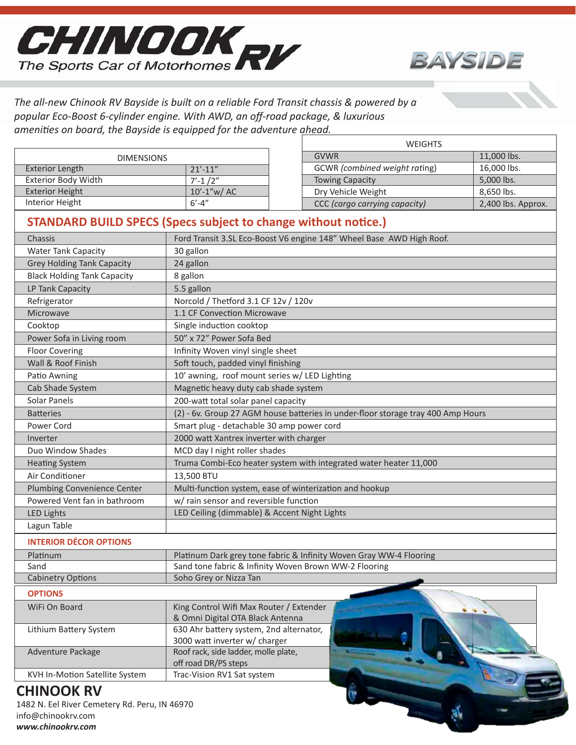# CHINOOK RV

The Sports Car of Motorhomes

## BAYSIDE

*The all-new Chinook RV Bayside is built on a reliable Ford Transit chassis & powered by a popular Eco-Boost 6-cylinder engine. With AWD, an off-road package, & luxurious amenities on board, the Bayside is equipped for the adventure ahead.*

| DIMENSIONS | |
|---|---|
| Exterior Length | 21'-11" |
| Exterior Body Width | 7'-1 /2" |
| Exterior Height | 10'-1"w/ AC |
| Interior Height | 6'-4" |

| WEIGHTS | |
|---|---|
| GVWR | 11,000 lbs. |
| GCWR *(combined weight rating)* | 16,000 lbs. |
| Towing Capacity | 5,000 lbs. |
| Dry Vehicle Weight | 8,650 lbs. |
| CCC *(cargo carrying capacity)* | 2,400 lbs. Approx. |

## STANDARD BUILD SPECS (Specs subject to change without notice.)

| | |
|---|---|
| Chassis | Ford Transit 3.5L Eco-Boost V6 engine 148" Wheel Base AWD High Roof. |
| Water Tank Capacity | 30 gallon |
| Grey Holding Tank Capacity | 24 gallon |
| Black Holding Tank Capacity | 8 gallon |
| LP Tank Capacity | 5.5 gallon |
| Refrigerator | Norcold / Thetford 3.1 CF 12v / 120v |
| Microwave | 1.1 CF Convection Microwave |
| Cooktop | Single induction cooktop |
| Power Sofa in Living room | 50" x 72" Power Sofa Bed |
| Floor Covering | Infinity Woven vinyl single sheet |
| Wall & Roof Finish | Soft touch, padded vinyl finishing |
| Patio Awning | 10' awning, roof mount series w/ LED Lighting |
| Cab Shade System | Magnetic heavy duty cab shade system |
| Solar Panels | 200-watt total solar panel capacity |
| Batteries | (2) - 6v. Group 27 AGM house batteries in under-floor storage tray 400 Amp Hours |
| Power Cord | Smart plug - detachable 30 amp power cord |
| Inverter | 2000 watt Xantrex inverter with charger |
| Duo Window Shades | MCD day I night roller shades |
| Heating System | Truma Combi-Eco heater system with integrated water heater 11,000 |
| Air Conditioner | 13,500 BTU |
| Plumbing Convenience Center | Multi-function system, ease of winterization and hookup |
| Powered Vent fan in bathroom | w/ rain sensor and reversible function |
| LED Lights | LED Ceiling (dimmable) & Accent Night Lights |
| Lagun Table | |

### INTERIOR DÉCOR OPTIONS

| | |
|---|---|
| Platinum | Platinum Dark grey tone fabric & Infinity Woven Gray WW-4 Flooring |
| Sand | Sand tone fabric & Infinity Woven Brown WW-2 Flooring |
| Cabinetry Options | Soho Grey or Nizza Tan |

### OPTIONS

| | |
|---|---|
| WiFi On Board | King Control Wifi Max Router / Extender & Omni Digital OTA Black Antenna |
| Lithium Battery System | 630 Ahr battery system, 2nd alternator, 3000 watt inverter w/ charger |
| Adventure Package | Roof rack, side ladder, molle plate, off road DR/PS steps |
| KVH In-Motion Satellite System | Trac-Vision RV1 Sat system |

## CHINOOK RV

1482 N. Eel River Cemetery Rd. Peru, IN 46970
info@chinookrv.com
***www.chinookrv.com***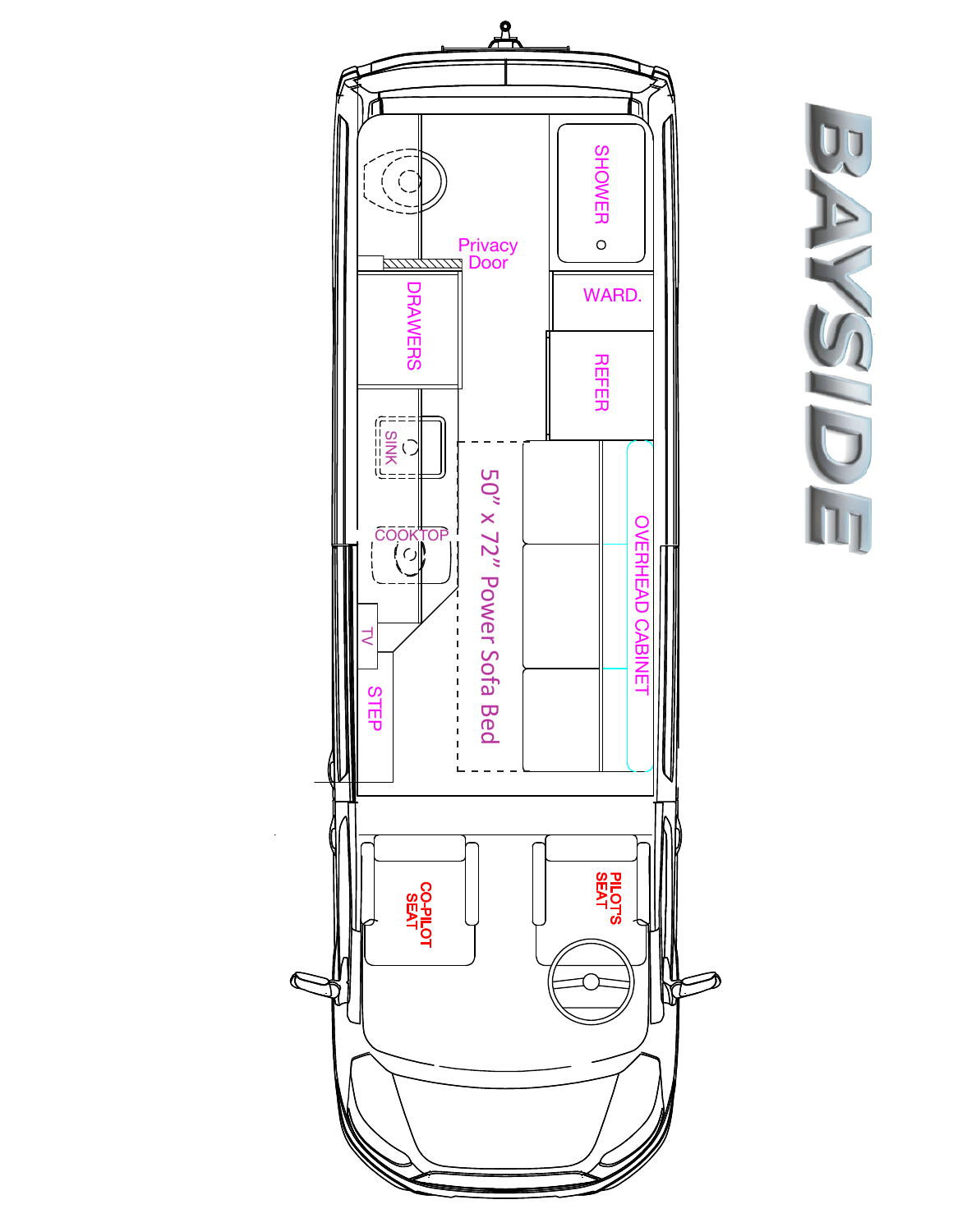BAYSIDE

SHOWER

Privacy Door

WARD.

DRAWERS

REFER

SINK

50" x 72" Power Sofa Bed

COOKTOP

OVERHEAD CABINET

TV

STEP

CO-PILOT SEAT

PILOT'S SEAT